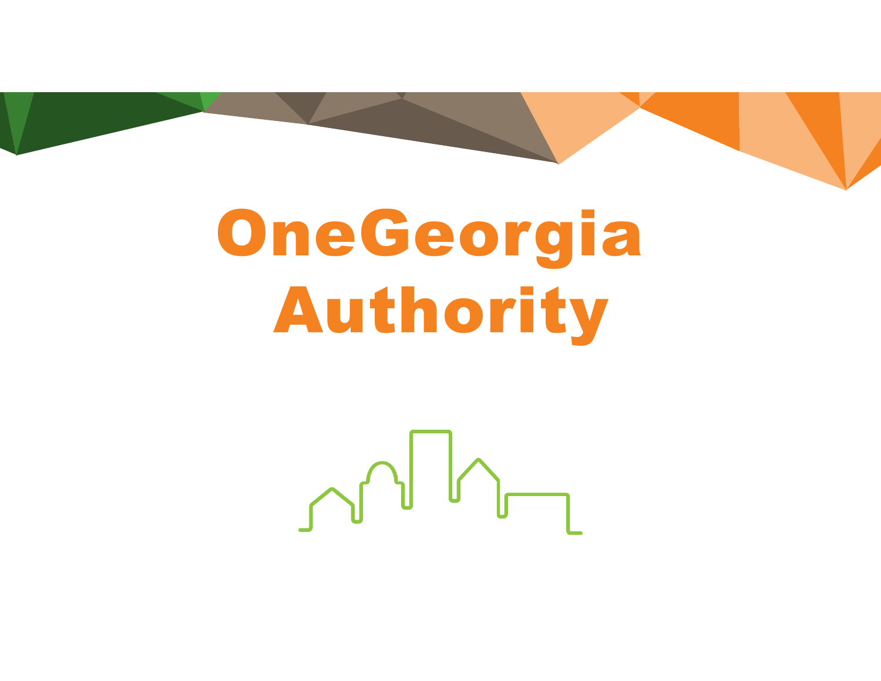# OneGeorgia Authority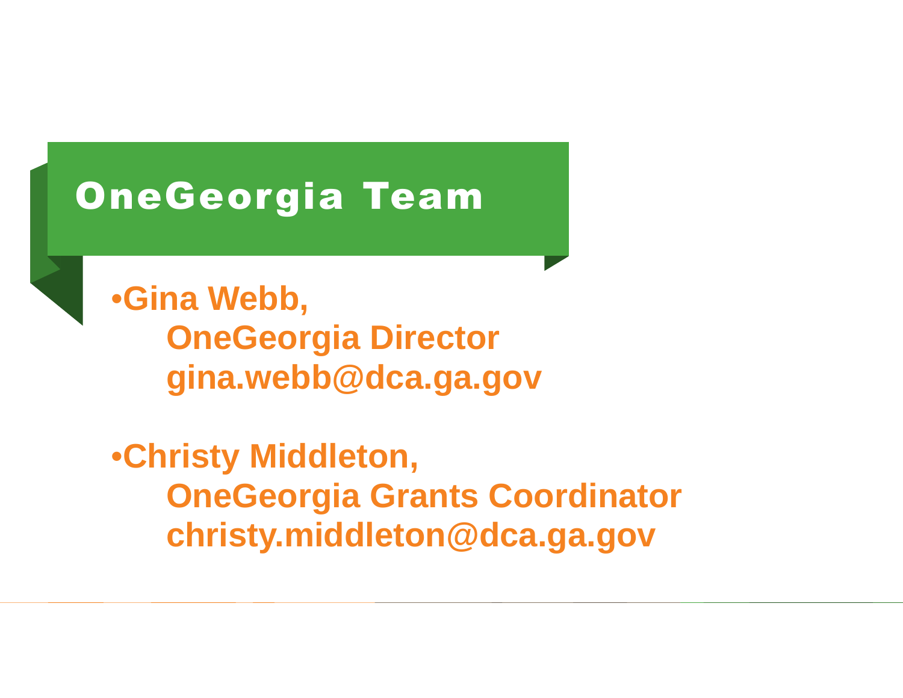# OneGeorgia Team

- **Gina Webb,**
  **OneGeorgia Director**
  **gina.webb@dca.ga.gov**

- **Christy Middleton,**
  **OneGeorgia Grants Coordinator**
  **christy.middleton@dca.ga.gov**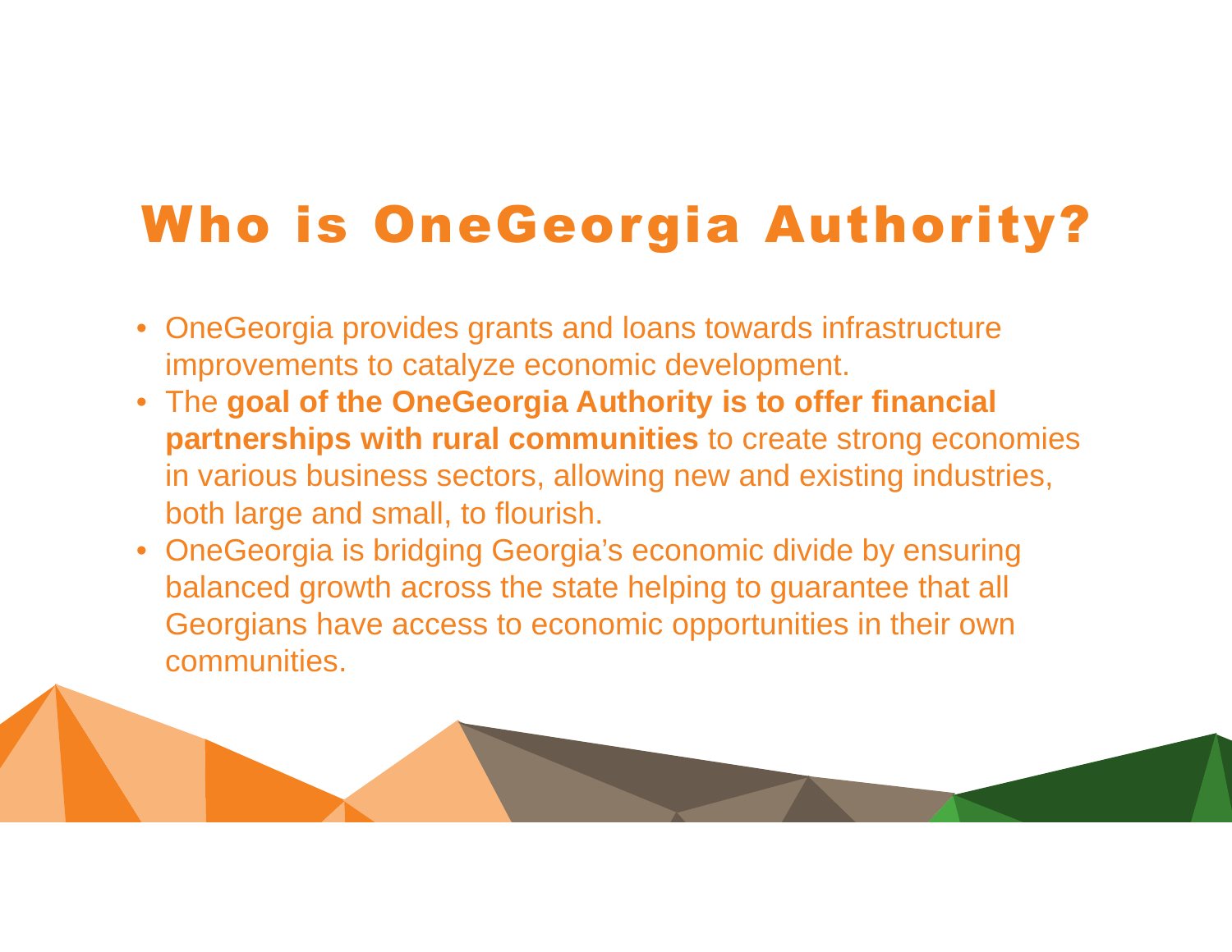# Who is OneGeorgia Authority?

- OneGeorgia provides grants and loans towards infrastructure improvements to catalyze economic development.
- The **goal of the OneGeorgia Authority is to offer financial partnerships with rural communities** to create strong economies in various business sectors, allowing new and existing industries, both large and small, to flourish.
- OneGeorgia is bridging Georgia's economic divide by ensuring balanced growth across the state helping to guarantee that all Georgians have access to economic opportunities in their own communities.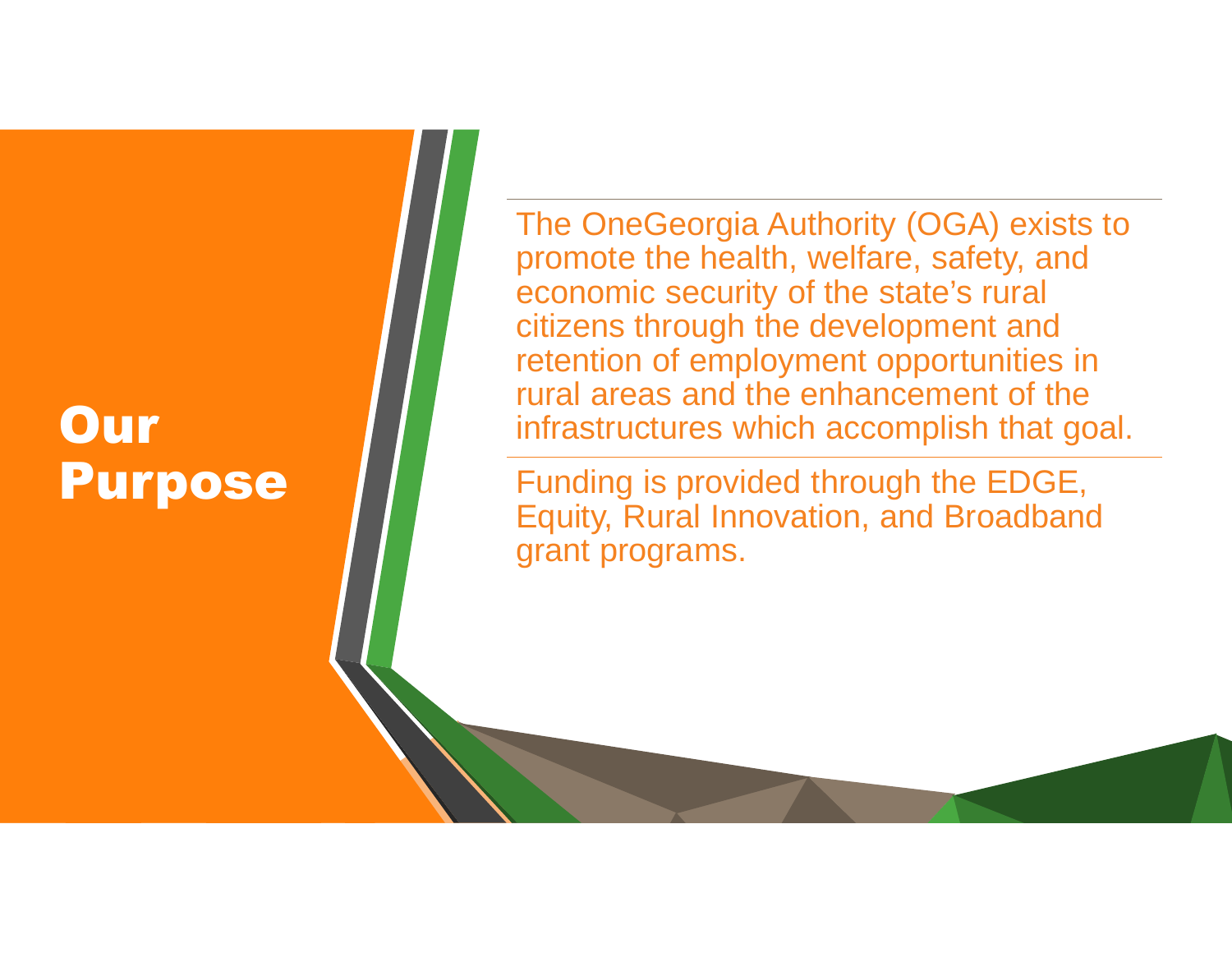# Our Purpose

The OneGeorgia Authority (OGA) exists to promote the health, welfare, safety, and economic security of the state's rural citizens through the development and retention of employment opportunities in rural areas and the enhancement of the infrastructures which accomplish that goal.

Funding is provided through the EDGE, Equity, Rural Innovation, and Broadband grant programs.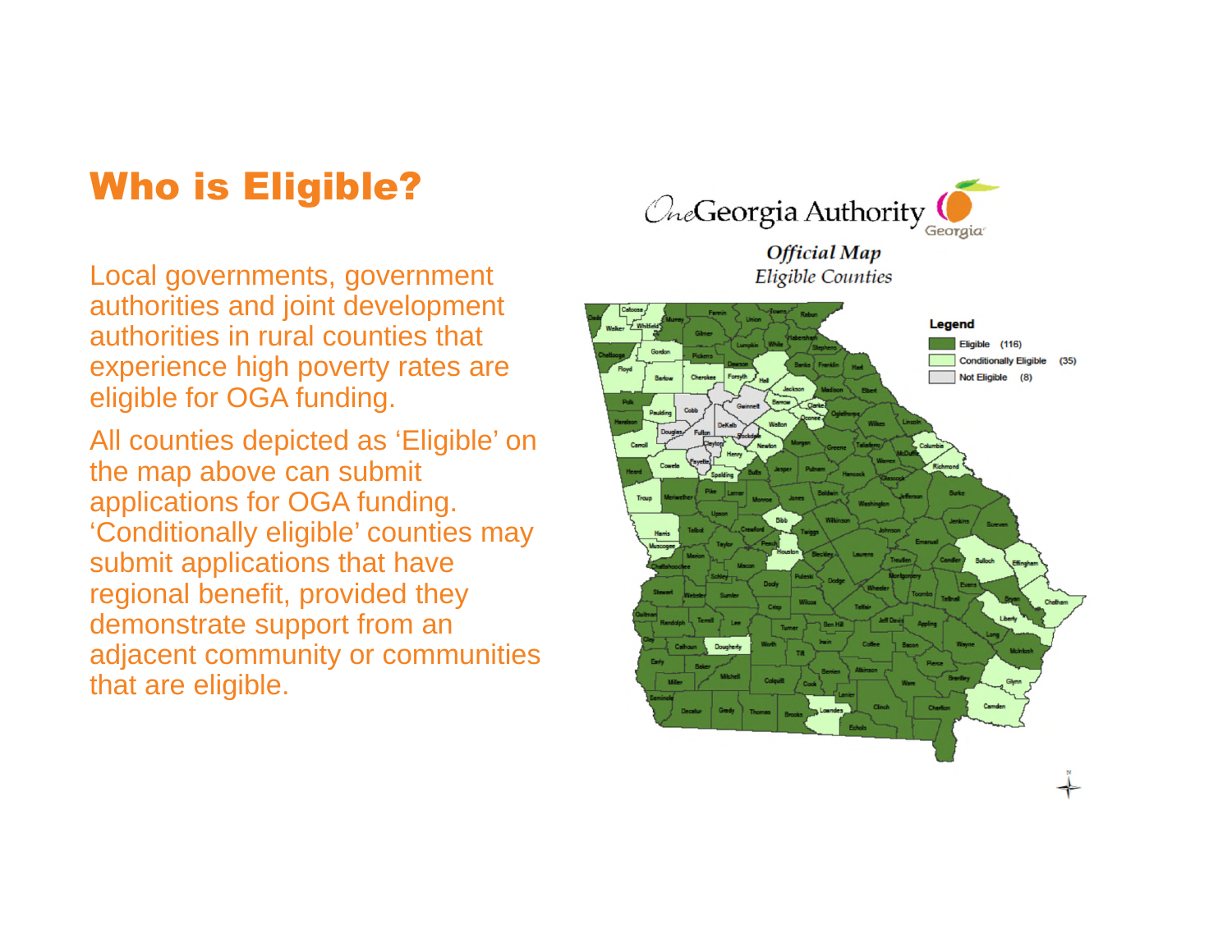# Who is Eligible?

Local governments, government authorities and joint development authorities in rural counties that experience high poverty rates are eligible for OGA funding.

All counties depicted as 'Eligible' on the map above can submit applications for OGA funding. 'Conditionally eligible' counties may submit applications that have regional benefit, provided they demonstrate support from an adjacent community or communities that are eligible.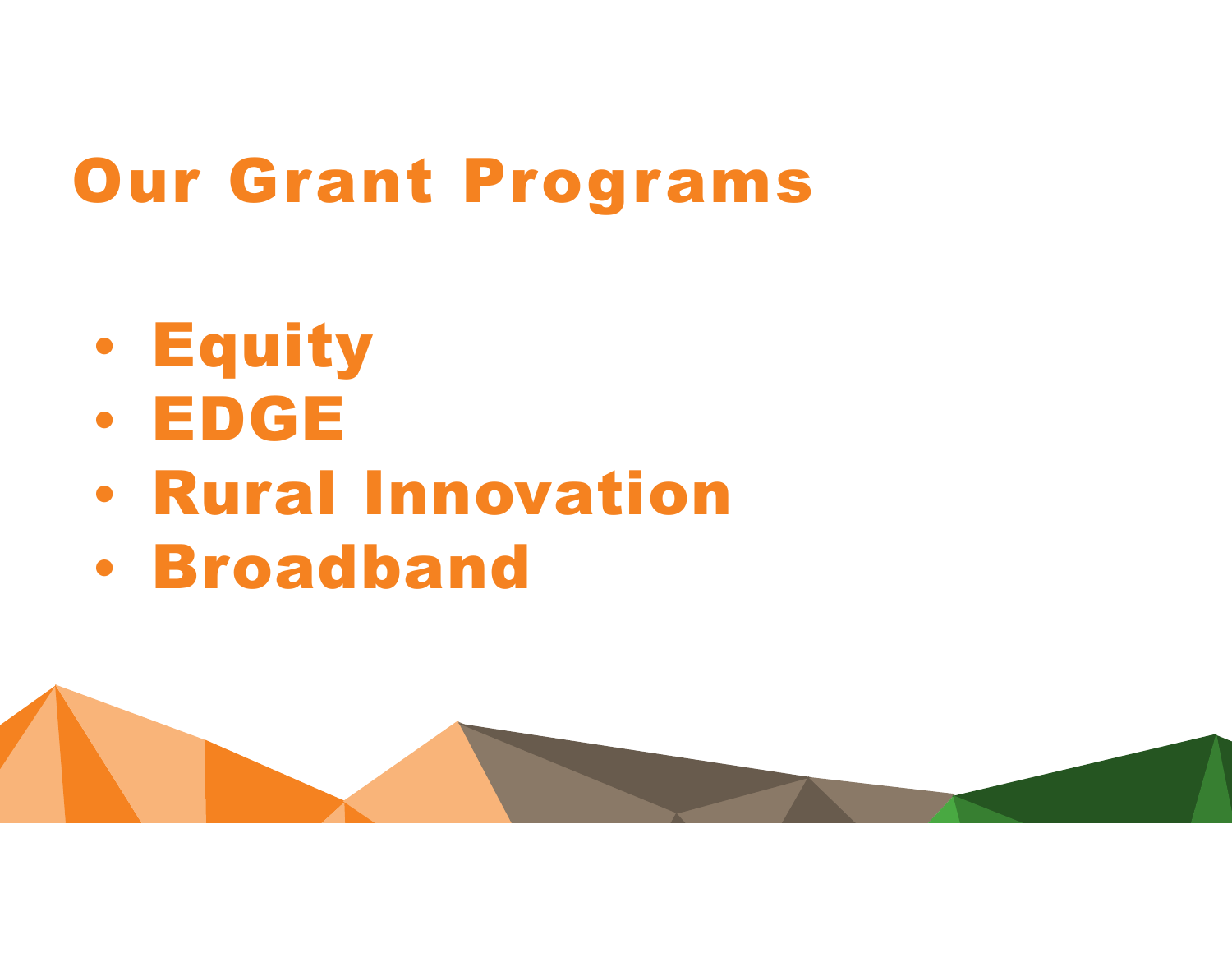# Our Grant Programs

- Equity
- EDGE
- Rural Innovation
- Broadband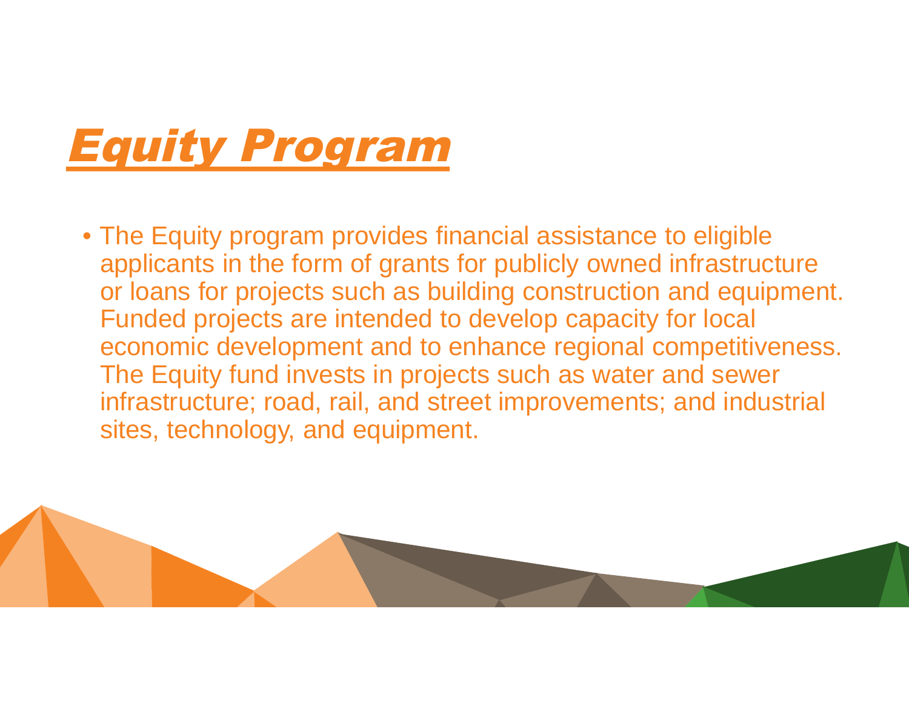# Equity Program

- The Equity program provides financial assistance to eligible applicants in the form of grants for publicly owned infrastructure or loans for projects such as building construction and equipment. Funded projects are intended to develop capacity for local economic development and to enhance regional competitiveness. The Equity fund invests in projects such as water and sewer infrastructure; road, rail, and street improvements; and industrial sites, technology, and equipment.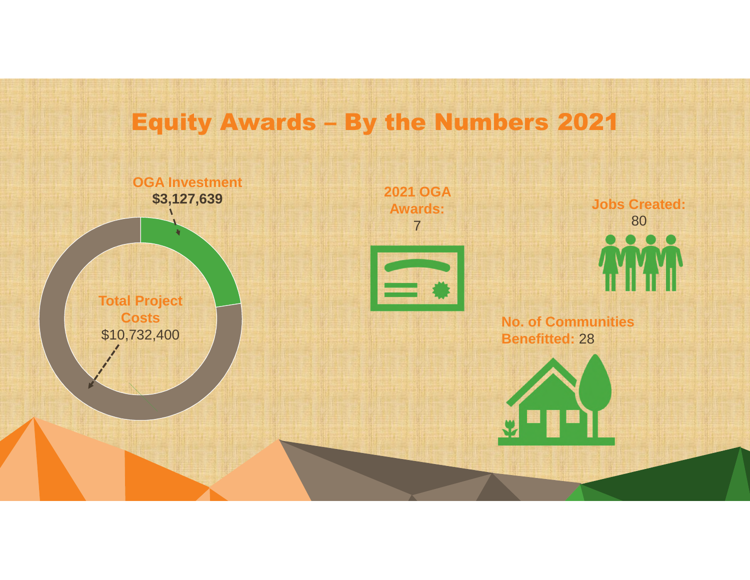# Equity Awards – By the Numbers 2021

**OGA Investment**
**$3,127,639**

**Total Project Costs**
$10,732,400

**2021 OGA Awards:**
7

**Jobs Created:**
80

**No. of Communities Benefitted:** 28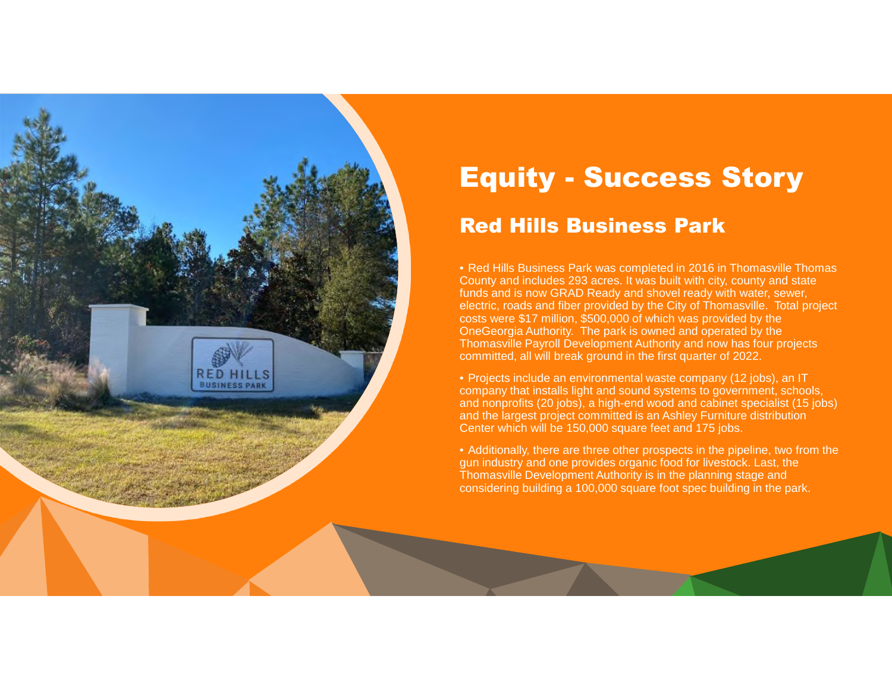# Equity - Success Story

## Red Hills Business Park

- Red Hills Business Park was completed in 2016 in Thomasville Thomas County and includes 293 acres. It was built with city, county and state funds and is now GRAD Ready and shovel ready with water, sewer, electric, roads and fiber provided by the City of Thomasville. Total project costs were $17 million, $500,000 of which was provided by the OneGeorgia Authority. The park is owned and operated by the Thomasville Payroll Development Authority and now has four projects committed, all will break ground in the first quarter of 2022.

- Projects include an environmental waste company (12 jobs), an IT company that installs light and sound systems to government, schools, and nonprofits (20 jobs), a high-end wood and cabinet specialist (15 jobs) and the largest project committed is an Ashley Furniture distribution Center which will be 150,000 square feet and 175 jobs.

- Additionally, there are three other prospects in the pipeline, two from the gun industry and one provides organic food for livestock. Last, the Thomasville Development Authority is in the planning stage and considering building a 100,000 square foot spec building in the park.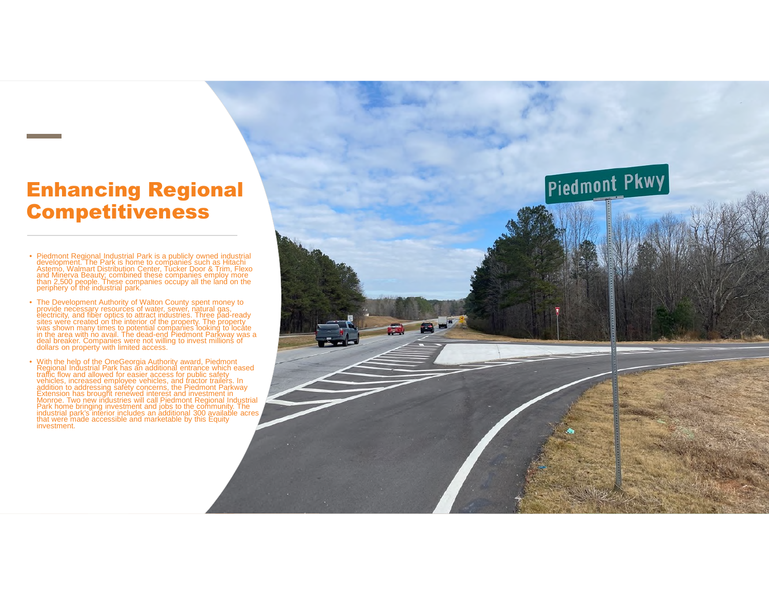# Enhancing Regional Competitiveness

- Piedmont Regional Industrial Park is a publicly owned industrial development. The Park is home to companies such as Hitachi Astemo, Walmart Distribution Center, Tucker Door & Trim, Flexo and Minerva Beauty; combined these companies employ more than 2,500 people. These companies occupy all the land on the periphery of the industrial park.
- The Development Authority of Walton County spent money to provide necessary resources of water, sewer, natural gas, electricity, and fiber optics to attract industries. Three pad-ready sites were created on the interior of the property. The property was shown many times to potential companies looking to locate in the area with no avail. The dead-end Piedmont Parkway was a deal breaker. Companies were not willing to invest millions of dollars on property with limited access.
- With the help of the OneGeorgia Authority award, Piedmont Regional Industrial Park has an additional entrance which eased traffic flow and allowed for easier access for public safety vehicles, increased employee vehicles, and tractor trailers. In addition to addressing safety concerns, the Piedmont Parkway Extension has brought renewed interest and investment in Monroe. Two new industries will call Piedmont Regional Industrial Park home bringing investment and jobs to the community. The industrial park's interior includes an additional 300 available acres that were made accessible and marketable by this Equity investment.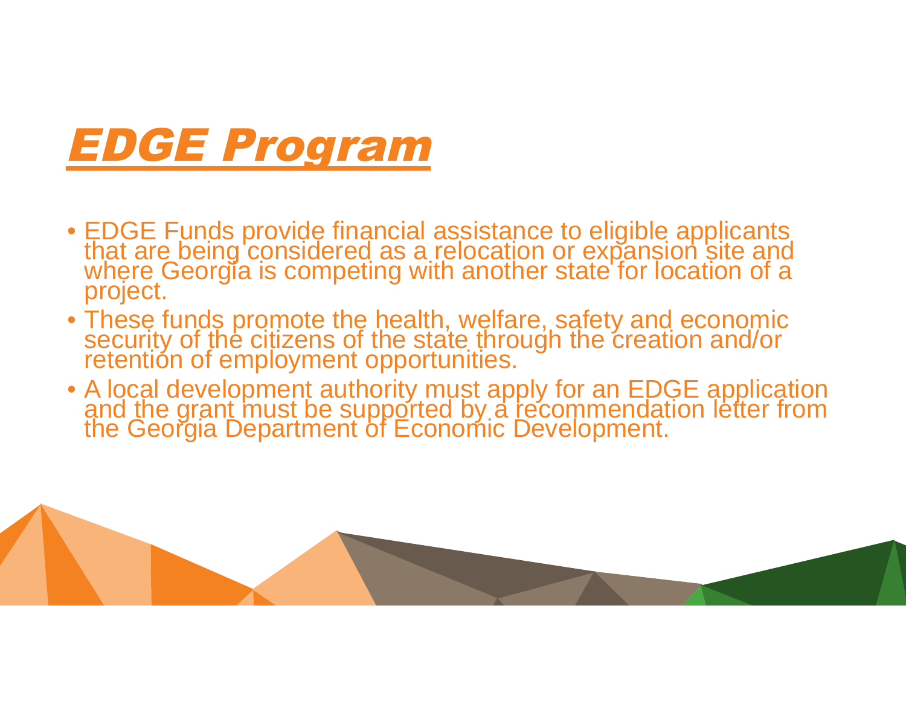# *EDGE Program*

- EDGE Funds provide financial assistance to eligible applicants that are being considered as a relocation or expansion site and where Georgia is competing with another state for location of a project.
- These funds promote the health, welfare, safety and economic security of the citizens of the state through the creation and/or retention of employment opportunities.
- A local development authority must apply for an EDGE application and the grant must be supported by a recommendation letter from the Georgia Department of Economic Development.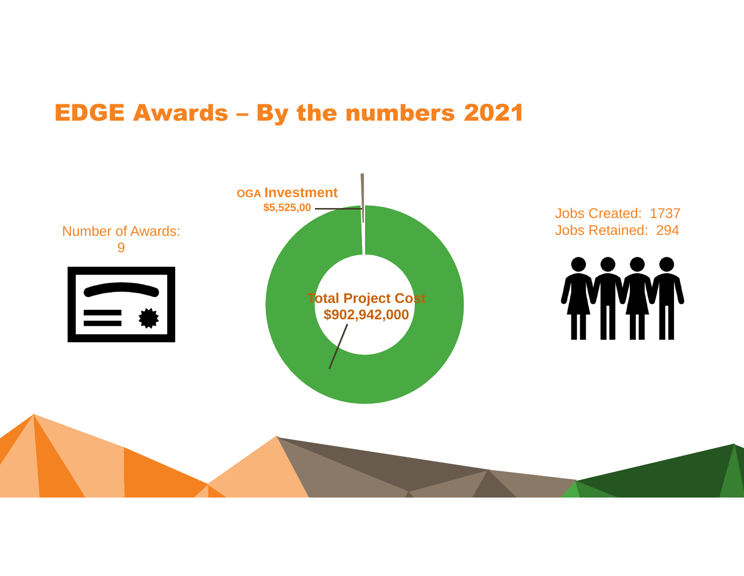# EDGE Awards – By the numbers 2021

Number of Awards:
9

OGA Investment
$5,525,00

Total Project Cost
$902,942,000

Jobs Created: 1737
Jobs Retained: 294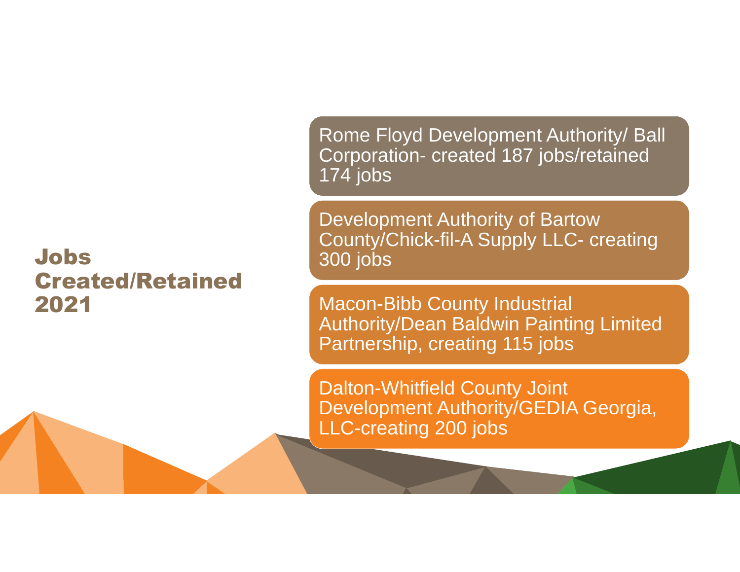# Jobs Created/Retained 2021

- Rome Floyd Development Authority/ Ball Corporation- created 187 jobs/retained 174 jobs
- Development Authority of Bartow County/Chick-fil-A Supply LLC- creating 300 jobs
- Macon-Bibb County Industrial Authority/Dean Baldwin Painting Limited Partnership, creating 115 jobs
- Dalton-Whitfield County Joint Development Authority/GEDIA Georgia, LLC-creating 200 jobs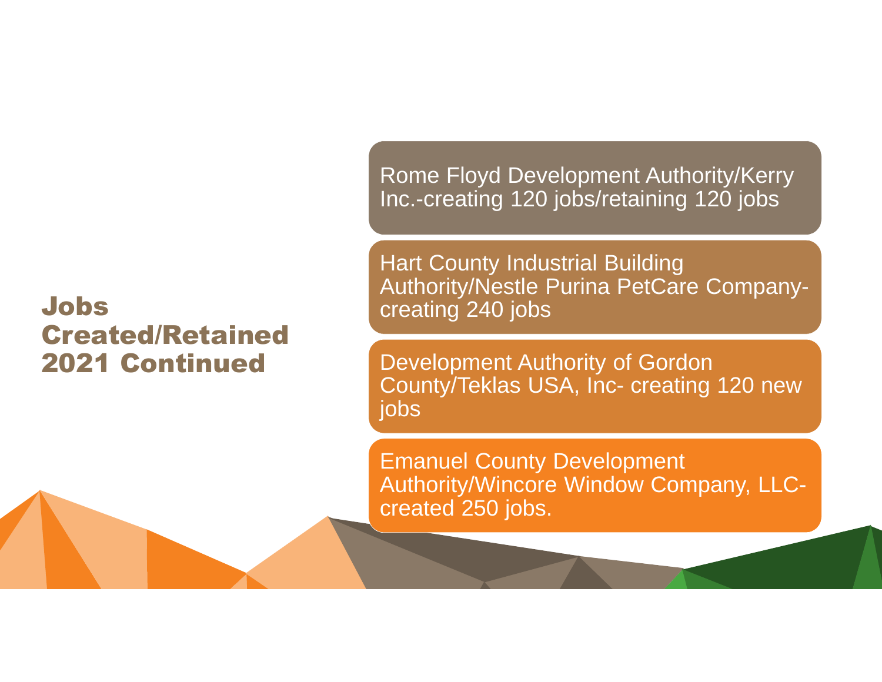# Jobs Created/Retained 2021 Continued

- Rome Floyd Development Authority/Kerry Inc.-creating 120 jobs/retaining 120 jobs
- Hart County Industrial Building Authority/Nestle Purina PetCare Company-creating 240 jobs
- Development Authority of Gordon County/Teklas USA, Inc- creating 120 new jobs
- Emanuel County Development Authority/Wincore Window Company, LLC-created 250 jobs.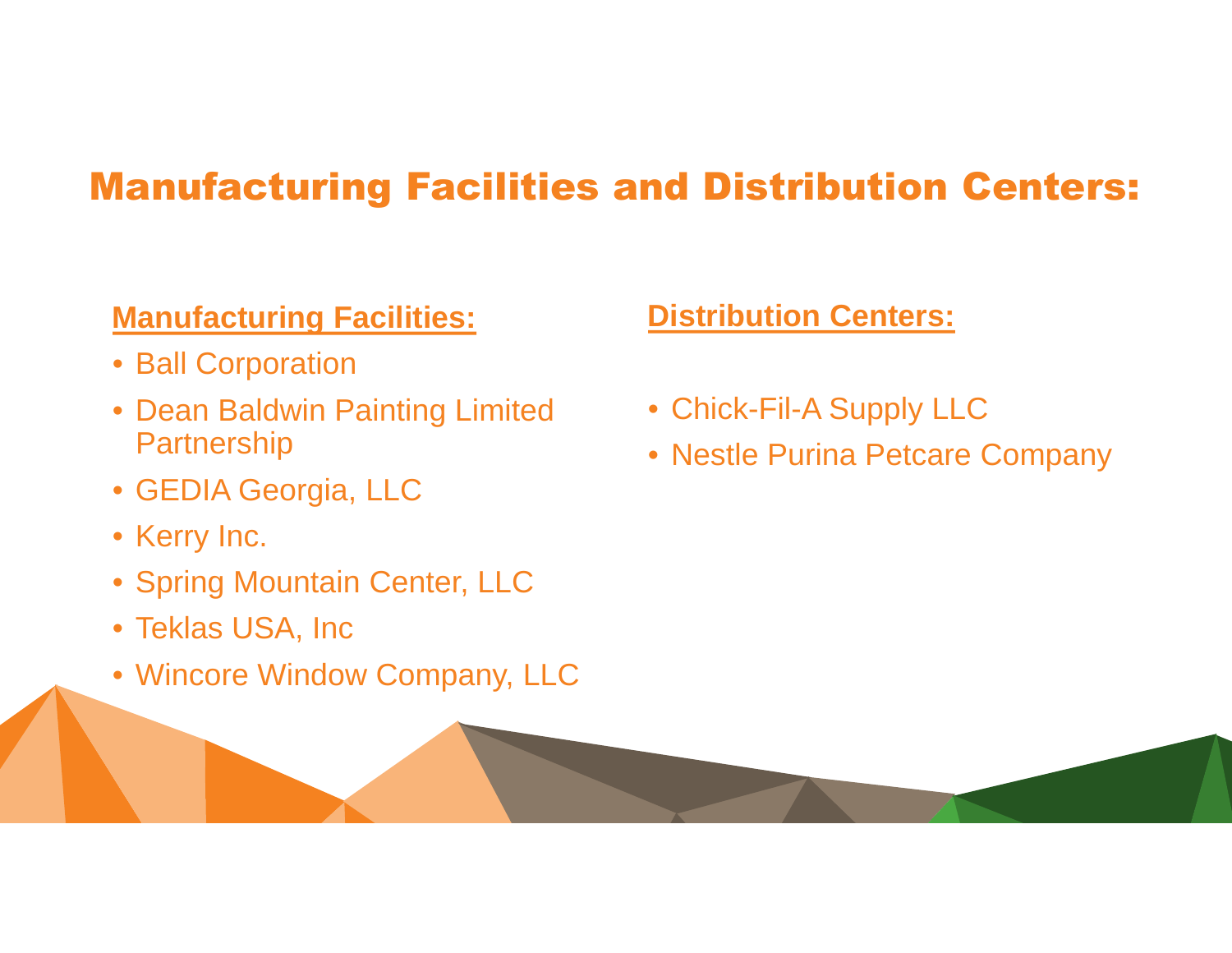# Manufacturing Facilities and Distribution Centers:

## Manufacturing Facilities:

- Ball Corporation
- Dean Baldwin Painting Limited Partnership
- GEDIA Georgia, LLC
- Kerry Inc.
- Spring Mountain Center, LLC
- Teklas USA, Inc
- Wincore Window Company, LLC

## Distribution Centers:

- Chick-Fil-A Supply LLC
- Nestle Purina Petcare Company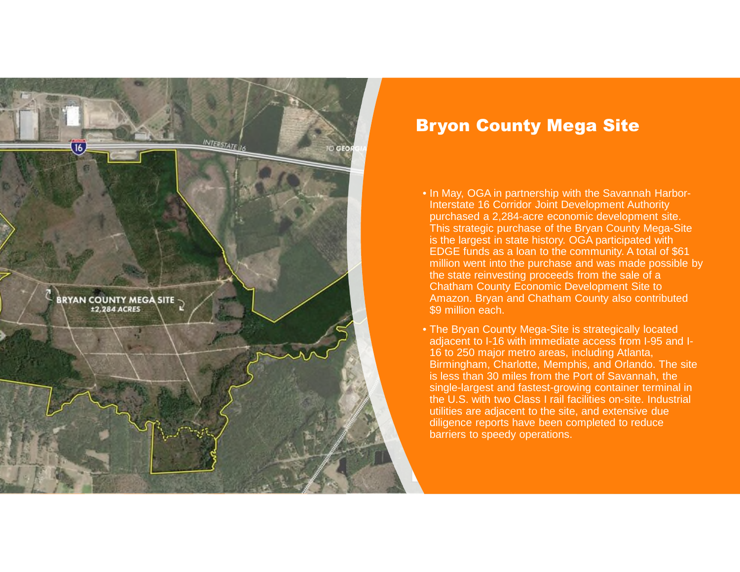# Bryon County Mega Site

- In May, OGA in partnership with the Savannah Harbor-Interstate 16 Corridor Joint Development Authority purchased a 2,284-acre economic development site. This strategic purchase of the Bryan County Mega-Site is the largest in state history. OGA participated with EDGE funds as a loan to the community. A total of $61 million went into the purchase and was made possible by the state reinvesting proceeds from the sale of a Chatham County Economic Development Site to Amazon. Bryan and Chatham County also contributed $9 million each.
- The Bryan County Mega-Site is strategically located adjacent to I-16 with immediate access from I-95 and I-16 to 250 major metro areas, including Atlanta, Birmingham, Charlotte, Memphis, and Orlando. The site is less than 30 miles from the Port of Savannah, the single-largest and fastest-growing container terminal in the U.S. with two Class I rail facilities on-site. Industrial utilities are adjacent to the site, and extensive due diligence reports have been completed to reduce barriers to speedy operations.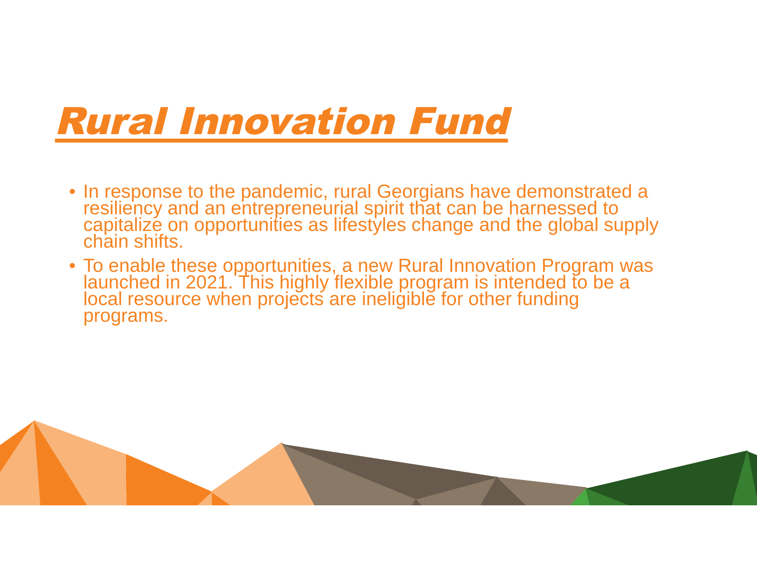# Rural Innovation Fund

- In response to the pandemic, rural Georgians have demonstrated a resiliency and an entrepreneurial spirit that can be harnessed to capitalize on opportunities as lifestyles change and the global supply chain shifts.
- To enable these opportunities, a new Rural Innovation Program was launched in 2021. This highly flexible program is intended to be a local resource when projects are ineligible for other funding programs.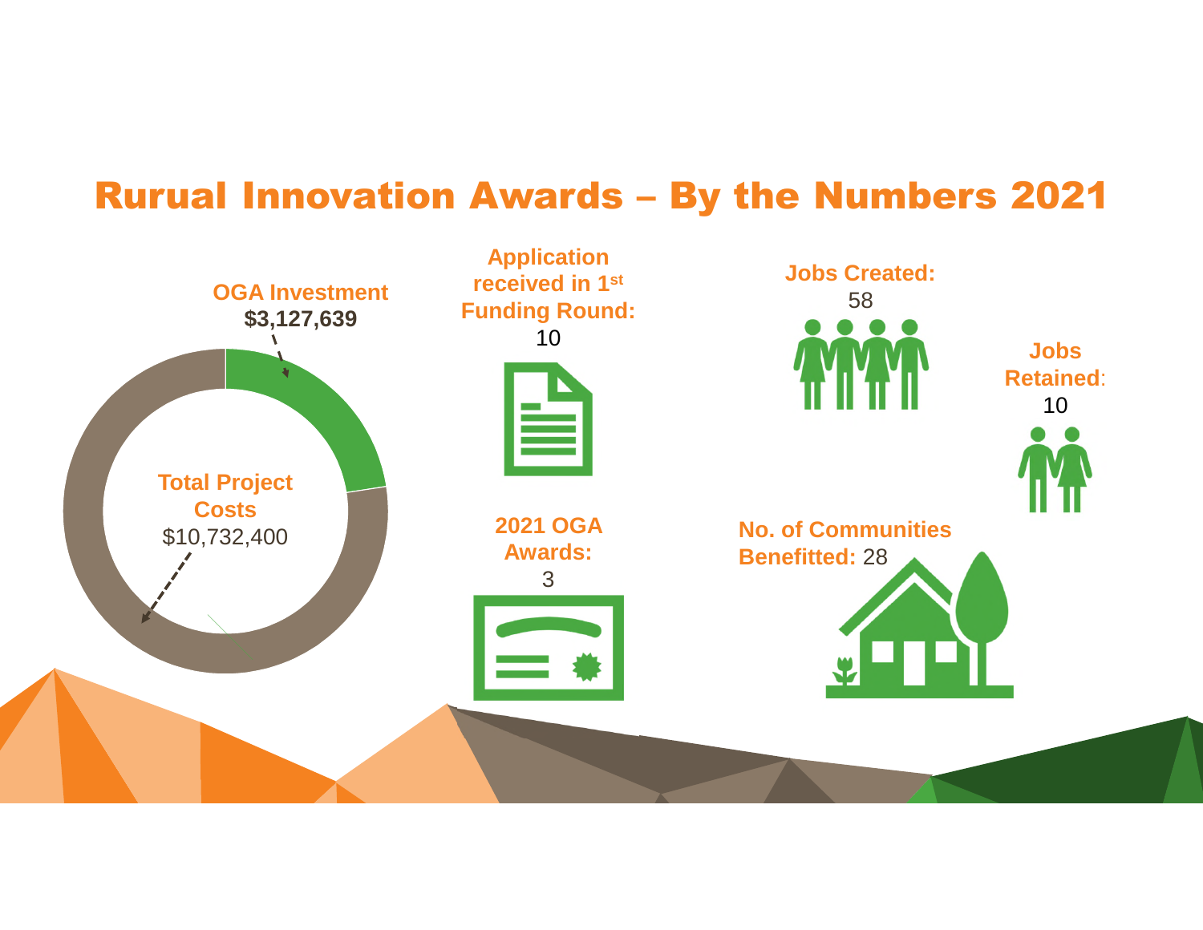# Rurual Innovation Awards – By the Numbers 2021

**OGA Investment**
**$3,127,639**

**Total Project Costs**
$10,732,400

**Application received in 1st Funding Round:**
10

**2021 OGA Awards:**
3

**Jobs Created:**
58

**Jobs Retained:**
10

**No. of Communities Benefitted:** 28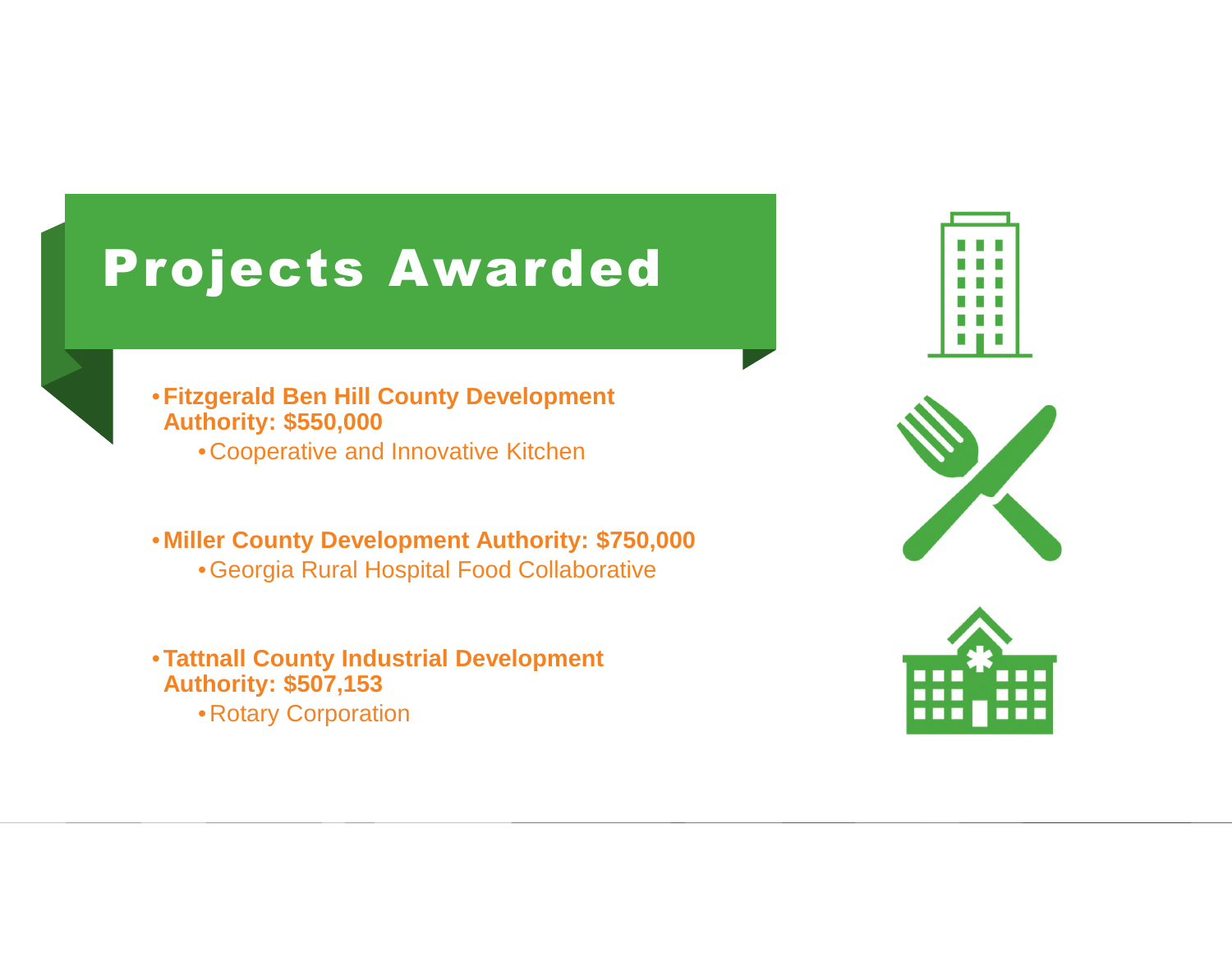# Projects Awarded

- **Fitzgerald Ben Hill County Development Authority: $550,000**
  - Cooperative and Innovative Kitchen
- **Miller County Development Authority: $750,000**
  - Georgia Rural Hospital Food Collaborative
- **Tattnall County Industrial Development Authority: $507,153**
  - Rotary Corporation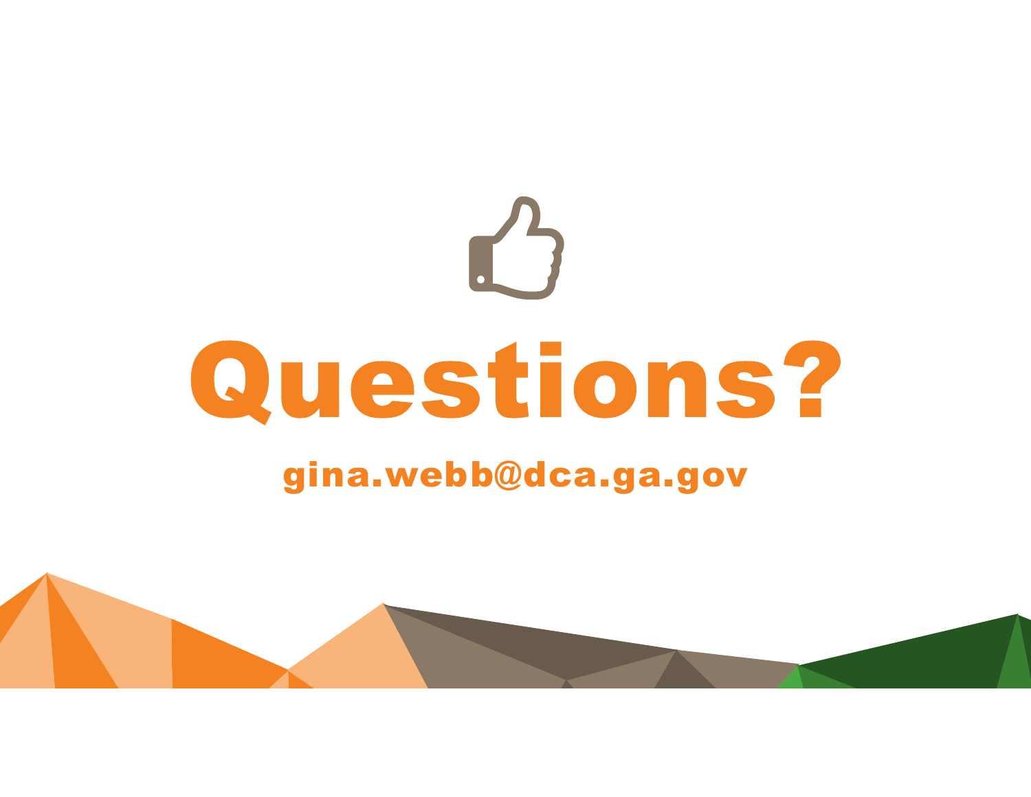# Questions?

gina.webb@dca.ga.gov